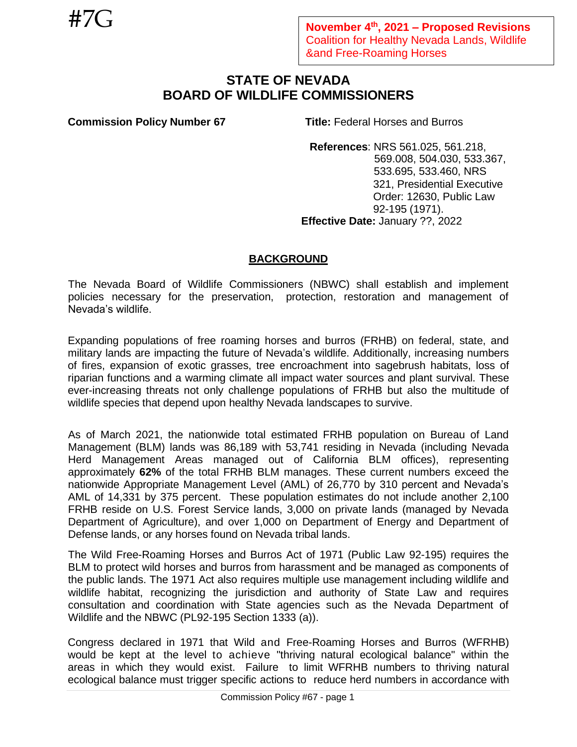#7G

**November 4th, 2021 – Proposed Revisions**
Coalition for Healthy Nevada Lands, Wildlife &and Free-Roaming Horses

# STATE OF NEVADA
# BOARD OF WILDLIFE COMMISSIONERS

**Commission Policy Number 67**

**Title:** Federal Horses and Burros

**References**: NRS 561.025, 561.218, 569.008, 504.030, 533.367, 533.695, 533.460, NRS 321, Presidential Executive Order: 12630, Public Law 92-195 (1971).

**Effective Date:** January ??, 2022

## BACKGROUND

The Nevada Board of Wildlife Commissioners (NBWC) shall establish and implement policies necessary for the preservation, protection, restoration and management of Nevada's wildlife.

Expanding populations of free roaming horses and burros (FRHB) on federal, state, and military lands are impacting the future of Nevada's wildlife. Additionally, increasing numbers of fires, expansion of exotic grasses, tree encroachment into sagebrush habitats, loss of riparian functions and a warming climate all impact water sources and plant survival. These ever-increasing threats not only challenge populations of FRHB but also the multitude of wildlife species that depend upon healthy Nevada landscapes to survive.

As of March 2021, the nationwide total estimated FRHB population on Bureau of Land Management (BLM) lands was 86,189 with 53,741 residing in Nevada (including Nevada Herd Management Areas managed out of California BLM offices), representing approximately **62%** of the total FRHB BLM manages. These current numbers exceed the nationwide Appropriate Management Level (AML) of 26,770 by 310 percent and Nevada's AML of 14,331 by 375 percent. These population estimates do not include another 2,100 FRHB reside on U.S. Forest Service lands, 3,000 on private lands (managed by Nevada Department of Agriculture), and over 1,000 on Department of Energy and Department of Defense lands, or any horses found on Nevada tribal lands.

The Wild Free-Roaming Horses and Burros Act of 1971 (Public Law 92-195) requires the BLM to protect wild horses and burros from harassment and be managed as components of the public lands. The 1971 Act also requires multiple use management including wildlife and wildlife habitat, recognizing the jurisdiction and authority of State Law and requires consultation and coordination with State agencies such as the Nevada Department of Wildlife and the NBWC (PL92-195 Section 1333 (a)).

Congress declared in 1971 that Wild and Free-Roaming Horses and Burros (WFRHB) would be kept at the level to achieve "thriving natural ecological balance" within the areas in which they would exist. Failure to limit WFRHB numbers to thriving natural ecological balance must trigger specific actions to reduce herd numbers in accordance with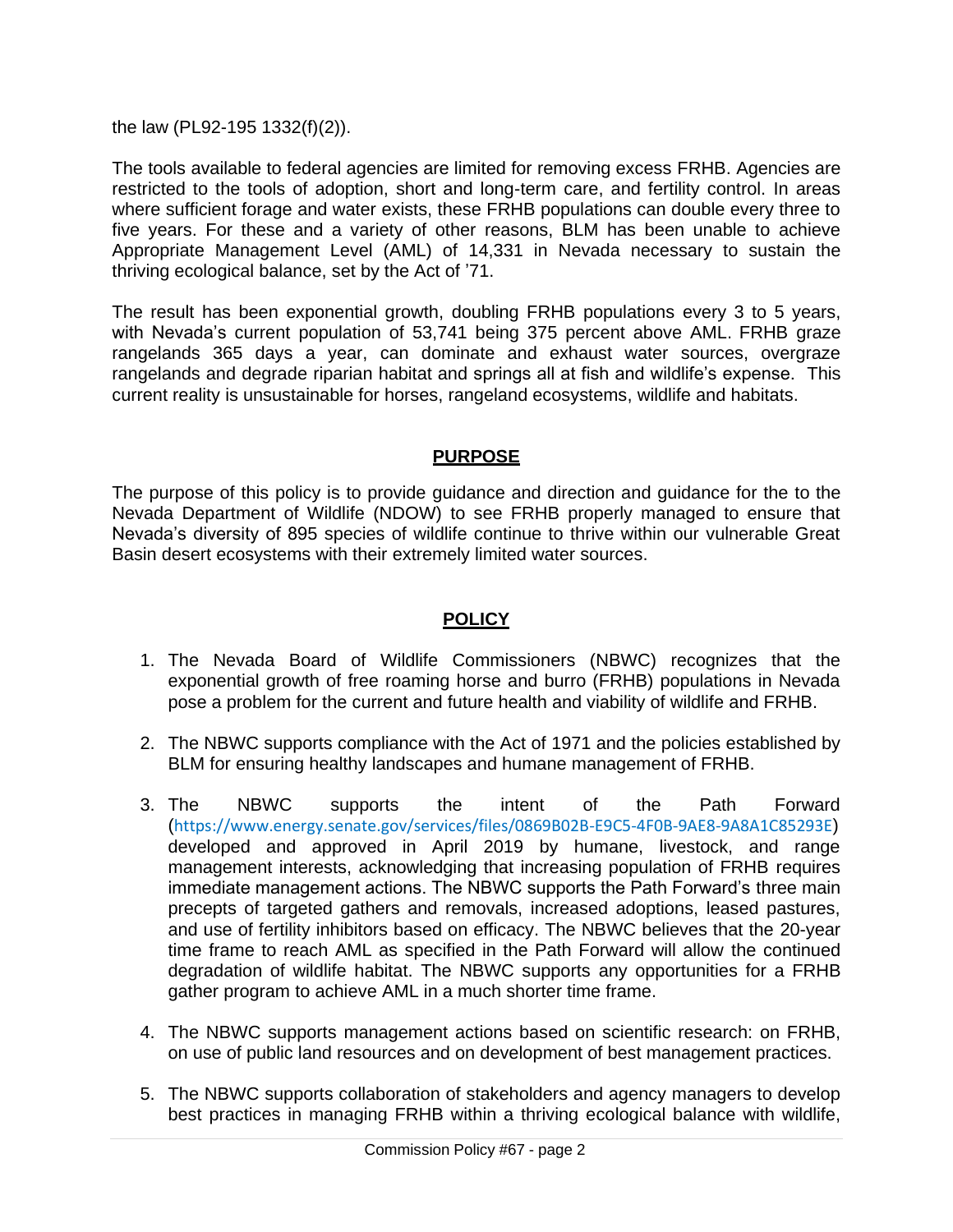the law (PL92-195 1332(f)(2)).

The tools available to federal agencies are limited for removing excess FRHB. Agencies are restricted to the tools of adoption, short and long-term care, and fertility control. In areas where sufficient forage and water exists, these FRHB populations can double every three to five years. For these and a variety of other reasons, BLM has been unable to achieve Appropriate Management Level (AML) of 14,331 in Nevada necessary to sustain the thriving ecological balance, set by the Act of '71.

The result has been exponential growth, doubling FRHB populations every 3 to 5 years, with Nevada's current population of 53,741 being 375 percent above AML. FRHB graze rangelands 365 days a year, can dominate and exhaust water sources, overgraze rangelands and degrade riparian habitat and springs all at fish and wildlife's expense. This current reality is unsustainable for horses, rangeland ecosystems, wildlife and habitats.

## PURPOSE

The purpose of this policy is to provide guidance and direction and guidance for the to the Nevada Department of Wildlife (NDOW) to see FRHB properly managed to ensure that Nevada's diversity of 895 species of wildlife continue to thrive within our vulnerable Great Basin desert ecosystems with their extremely limited water sources.

## POLICY

1. The Nevada Board of Wildlife Commissioners (NBWC) recognizes that the exponential growth of free roaming horse and burro (FRHB) populations in Nevada pose a problem for the current and future health and viability of wildlife and FRHB.

2. The NBWC supports compliance with the Act of 1971 and the policies established by BLM for ensuring healthy landscapes and humane management of FRHB.

3. The NBWC supports the intent of the Path Forward (https://www.energy.senate.gov/services/files/0869B02B-E9C5-4F0B-9AE8-9A8A1C85293E) developed and approved in April 2019 by humane, livestock, and range management interests, acknowledging that increasing population of FRHB requires immediate management actions. The NBWC supports the Path Forward's three main precepts of targeted gathers and removals, increased adoptions, leased pastures, and use of fertility inhibitors based on efficacy. The NBWC believes that the 20-year time frame to reach AML as specified in the Path Forward will allow the continued degradation of wildlife habitat. The NBWC supports any opportunities for a FRHB gather program to achieve AML in a much shorter time frame.

4. The NBWC supports management actions based on scientific research: on FRHB, on use of public land resources and on development of best management practices.

5. The NBWC supports collaboration of stakeholders and agency managers to develop best practices in managing FRHB within a thriving ecological balance with wildlife,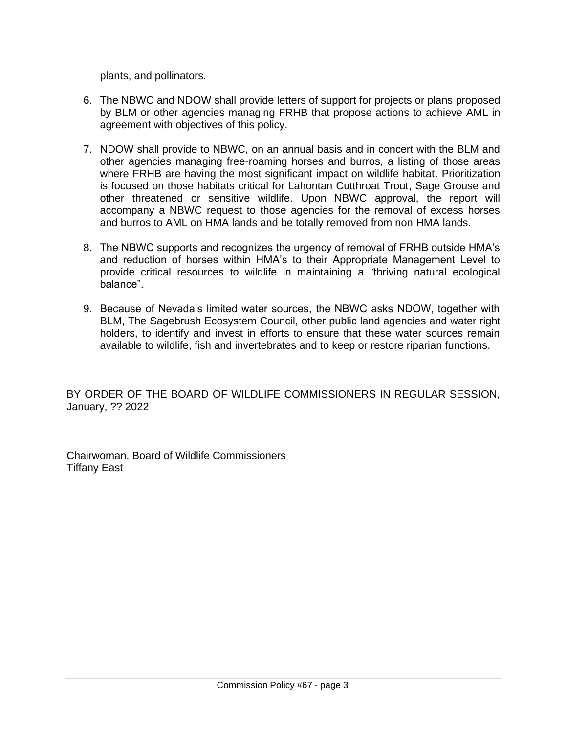plants, and pollinators.

6. The NBWC and NDOW shall provide letters of support for projects or plans proposed by BLM or other agencies managing FRHB that propose actions to achieve AML in agreement with objectives of this policy.

7. NDOW shall provide to NBWC, on an annual basis and in concert with the BLM and other agencies managing free-roaming horses and burros, a listing of those areas where FRHB are having the most significant impact on wildlife habitat. Prioritization is focused on those habitats critical for Lahontan Cutthroat Trout, Sage Grouse and other threatened or sensitive wildlife. Upon NBWC approval, the report will accompany a NBWC request to those agencies for the removal of excess horses and burros to AML on HMA lands and be totally removed from non HMA lands.

8. The NBWC supports and recognizes the urgency of removal of FRHB outside HMA's and reduction of horses within HMA's to their Appropriate Management Level to provide critical resources to wildlife in maintaining a "thriving natural ecological balance".

9. Because of Nevada's limited water sources, the NBWC asks NDOW, together with BLM, The Sagebrush Ecosystem Council, other public land agencies and water right holders, to identify and invest in efforts to ensure that these water sources remain available to wildlife, fish and invertebrates and to keep or restore riparian functions.

BY ORDER OF THE BOARD OF WILDLIFE COMMISSIONERS IN REGULAR SESSION, January, ?? 2022

Chairwoman, Board of Wildlife Commissioners
Tiffany East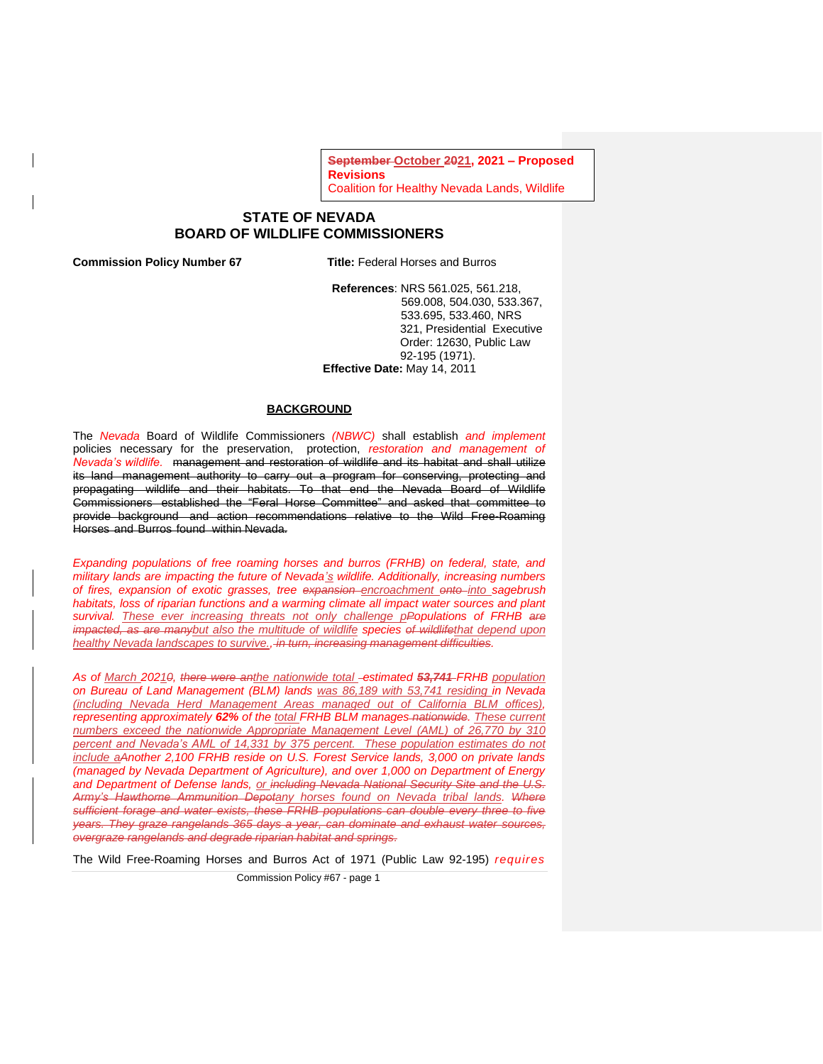September October 2021, 2021 – Proposed Revisions
Coalition for Healthy Nevada Lands, Wildlife

## STATE OF NEVADA
## BOARD OF WILDLIFE COMMISSIONERS

**Commission Policy Number 67** **Title:** Federal Horses and Burros

**References**: NRS 561.025, 561.218, 569.008, 504.030, 533.367, 533.695, 533.460, NRS 321, Presidential Executive Order: 12630, Public Law 92-195 (1971).

**Effective Date:** May 14, 2011

### BACKGROUND

The *Nevada* Board of Wildlife Commissioners *(NBWC)* shall establish *and implement* policies necessary for the preservation, protection, *restoration and management of Nevada's wildlife.* ~~management and restoration of wildlife and its habitat and shall utilize its land management authority to carry out a program for conserving, protecting and propagating wildlife and their habitats. To that end the Nevada Board of Wildlife Commissioners established the "Feral Horse Committee" and asked that committee to provide background and action recommendations relative to the Wild Free-Roaming Horses and Burros found within Nevada.~~

*Expanding populations of free roaming horses and burros (FRHB) on federal, state, and military lands are impacting the future of Nevada's wildlife. Additionally, increasing numbers of fires, expansion of exotic grasses, tree ~~expansion~~ encroachment ~~onto~~ into sagebrush habitats, loss of riparian functions and a warming climate all impact water sources and plant survival. These ever increasing threats not only challenge ~~p~~Populations of FRHB ~~are impacted, as are many~~but also the multitude of wildlife species ~~of wildlife~~that depend upon healthy Nevada landscapes to survive.~~, in turn, increasing management difficulties.~~*

*As of March 202~~1~~0, ~~there were an~~the nationwide total estimated ~~**53,741**~~ FRHB population on Bureau of Land Management (BLM) lands was 86,189 with 53,741 residing in Nevada (including Nevada Herd Management Areas managed out of California BLM offices), representing approximately **62%** of the total FRHB BLM manages ~~nationwide~~. These current numbers exceed the nationwide Appropriate Management Level (AML) of 26,770 by 310 percent and Nevada's AML of 14,331 by 375 percent. These population estimates do not include aAnother 2,100 FRHB reside on U.S. Forest Service lands, 3,000 on private lands (managed by Nevada Department of Agriculture), and over 1,000 on Department of Energy and Department of Defense lands, or ~~including Nevada National Security Site and the U.S. Army's Hawthorne Ammunition Depot~~any horses found on Nevada tribal lands. ~~Where sufficient forage and water exists, these FRHB populations can double every three to five years. They graze rangelands 365 days a year, can dominate and exhaust water sources, overgraze rangelands and degrade riparian habitat and springs.~~*

The Wild Free-Roaming Horses and Burros Act of 1971 (Public Law 92-195) *requires*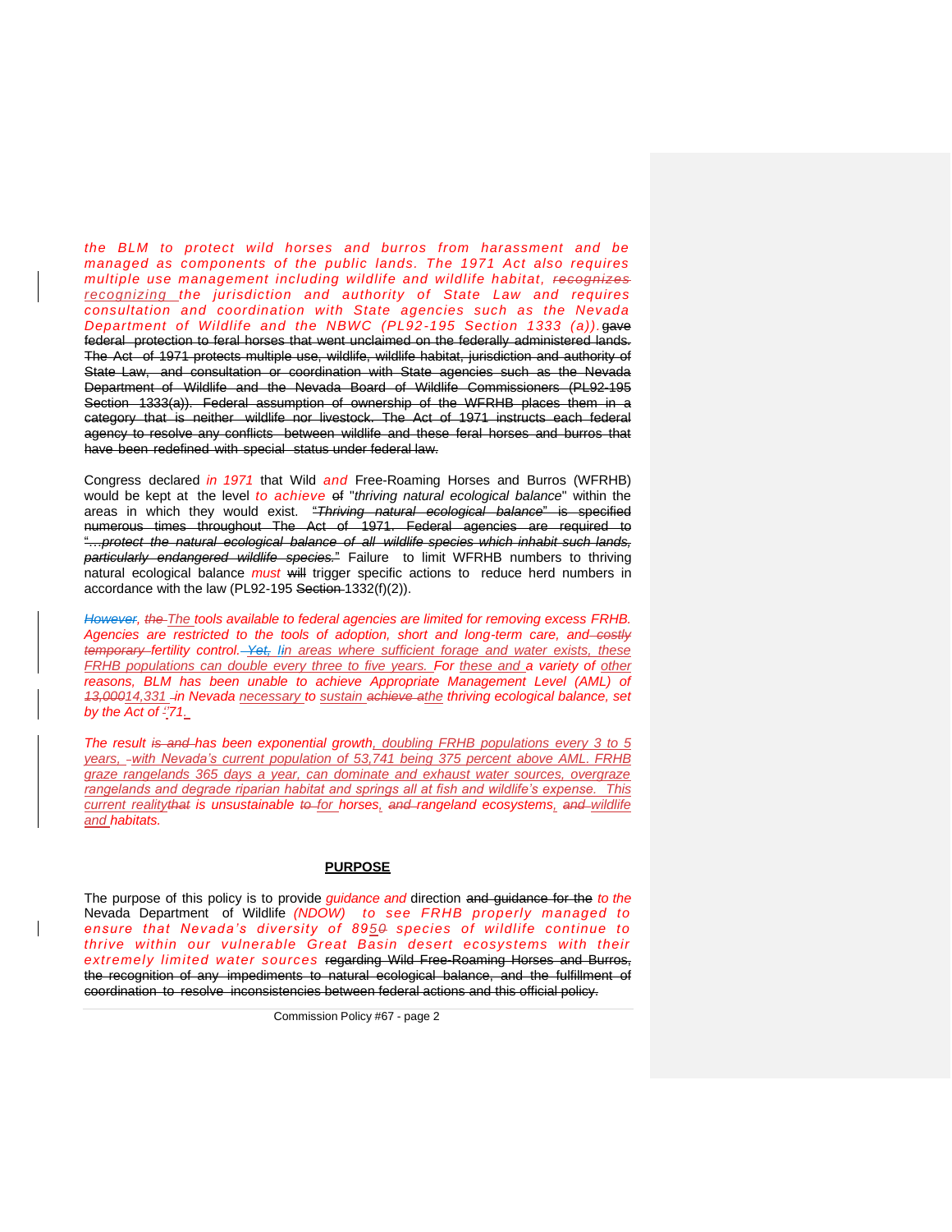*the BLM to protect wild horses and burros from harassment and be managed as components of the public lands. The 1971 Act also requires multiple use management including wildlife and wildlife habitat, ~~recognizes~~ recognizing the jurisdiction and authority of State Law and requires consultation and coordination with State agencies such as the Nevada Department of Wildlife and the NBWC (PL92-195 Section 1333 (a)).* ~~gave federal protection to feral horses that went unclaimed on the federally administered lands. The Act of 1971 protects multiple use, wildlife, wildlife habitat, jurisdiction and authority of State Law, and consultation or coordination with State agencies such as the Nevada Department of Wildlife and the Nevada Board of Wildlife Commissioners (PL92-195 Section 1333(a)). Federal assumption of ownership of the WFRHB places them in a category that is neither wildlife nor livestock. The Act of 1971 instructs each federal agency to resolve any conflicts between wildlife and these feral horses and burros that have been redefined with special status under federal law.~~

Congress declared *in 1971* that Wild *and* Free-Roaming Horses and Burros (WFRHB) would be kept at the level *to achieve* ~~of~~ "*thriving natural ecological balance*" within the areas in which they would exist. ~~"Thriving natural ecological balance" is specified numerous times throughout The Act of 1971. Federal agencies are required to "…protect the natural ecological balance of all wildlife species which inhabit such lands, particularly endangered wildlife species."~~ Failure to limit WFRHB numbers to thriving natural ecological balance *must* ~~will~~ trigger specific actions to reduce herd numbers in accordance with the law (PL92-195 ~~Section~~ 1332(f)(2)).

*~~However~~, ~~the~~ The tools available to federal agencies are limited for removing excess FRHB. Agencies are restricted to the tools of adoption, short and long-term care, and ~~costly temporary~~ fertility control. ~~Yet, I~~in areas where sufficient forage and water exists, these FRHB populations can double every three to five years. For these and a variety of other reasons, BLM has been unable to achieve Appropriate Management Level (AML) of ~~13,000~~14,331 in Nevada necessary to sustain ~~achieve a~~the thriving ecological balance, set by the Act of '71.*

*The result ~~is and~~ has been exponential growth, doubling FRHB populations every 3 to 5 years, with Nevada's current population of 53,741 being 375 percent above AML. FRHB graze rangelands 365 days a year, can dominate and exhaust water sources, overgraze rangelands and degrade riparian habitat and springs all at fish and wildlife's expense. This current reality~~that~~ is unsustainable ~~to~~ for horses, ~~and~~ rangeland ecosystems, ~~and~~ wildlife and habitats.*

## PURPOSE

The purpose of this policy is to provide *guidance and* direction ~~and guidance for the~~ *to the* Nevada Department of Wildlife *(NDOW) to see FRHB properly managed to ensure that Nevada's diversity of 895~~0~~ species of wildlife continue to thrive within our vulnerable Great Basin desert ecosystems with their extremely limited water sources* ~~regarding Wild Free-Roaming Horses and Burros, the recognition of any impediments to natural ecological balance, and the fulfillment of coordination to resolve inconsistencies between federal actions and this official policy.~~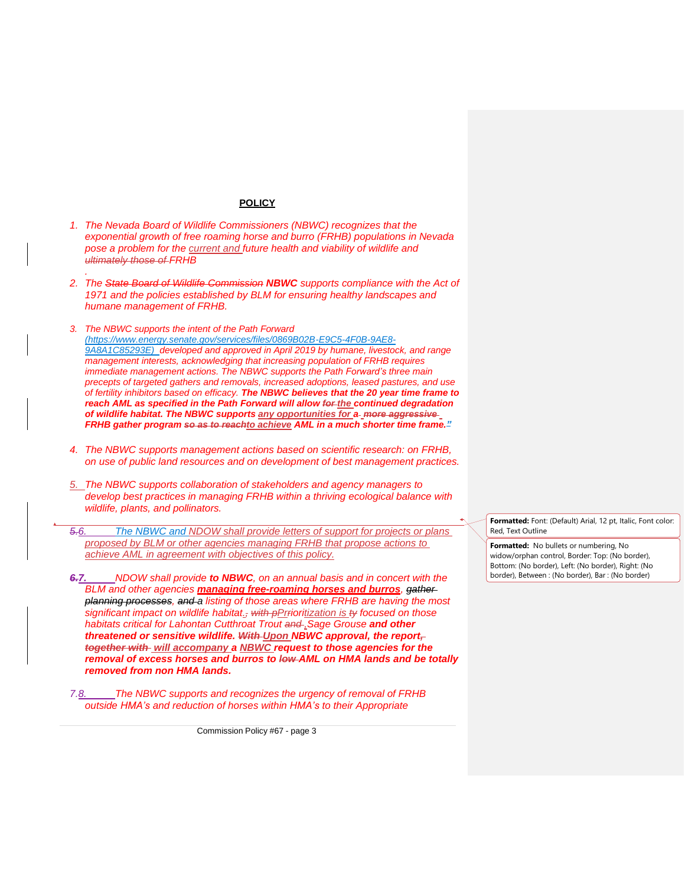**POLICY**

1. *The Nevada Board of Wildlife Commissioners (NBWC) recognizes that the exponential growth of free roaming horse and burro (FRHB) populations in Nevada pose a problem for the current and future health and viability of wildlife and ~~ultimately those of~~ FRHB*

   *.*

2. *The ~~State Board of Wildlife Commission~~ **NBWC** supports compliance with the Act of 1971 and the policies established by BLM for ensuring healthy landscapes and humane management of FRHB.*

3. *The NBWC supports the intent of the Path Forward (https://www.energy.senate.gov/services/files/0869B02B-E9C5-4F0B-9AE8-9A8A1C85293E) developed and approved in April 2019 by humane, livestock, and range management interests, acknowledging that increasing population of FRHB requires immediate management actions. The NBWC supports the Path Forward's three main precepts of targeted gathers and removals, increased adoptions, leased pastures, and use of fertility inhibitors based on efficacy.* ***The NBWC believes that the 20 year time frame to reach AML as specified in the Path Forward will allow ~~for~~ the continued degradation of wildlife habitat. The NBWC supports any opportunities for a ~~more aggressive~~ FRHB gather program ~~so as to reach~~to achieve AML in a much shorter time frame."***

4. *The NBWC supports management actions based on scientific research: on FRHB, on use of public land resources and on development of best management practices.*

5. *The NBWC supports collaboration of stakeholders and agency managers to develop best practices in managing FRHB within a thriving ecological balance with wildlife, plants, and pollinators.*

~~5.~~6. *The NBWC and NDOW shall provide letters of support for projects or plans proposed by BLM or other agencies managing FRHB that propose actions to achieve AML in agreement with objectives of this policy.*

~~6.~~7. *NDOW shall provide **to NBWC**, on an annual basis and in concert with the BLM and other agencies **managing free-roaming horses and burros**, ~~gather planning processes~~, ~~and a~~ listing of those areas where FRHB are having the most significant impact on wildlife habitat. ~~; with p~~Prioritization is ~~ty~~ focused on those habitats critical for Lahontan Cutthroat Trout ~~and~~ , Sage Grouse **and other threatened or sensitive wildlife.** ~~**With**~~ **Upon NBWC approval, the report,** ~~**together with**~~ **will accompany a NBWC request to those agencies for the removal of excess horses and burros to** ~~**low**~~ **AML on HMA lands and be totally removed from non HMA lands.***

7.8. *The NBWC supports and recognizes the urgency of removal of FRHB outside HMA's and reduction of horses within HMA's to their Appropriate*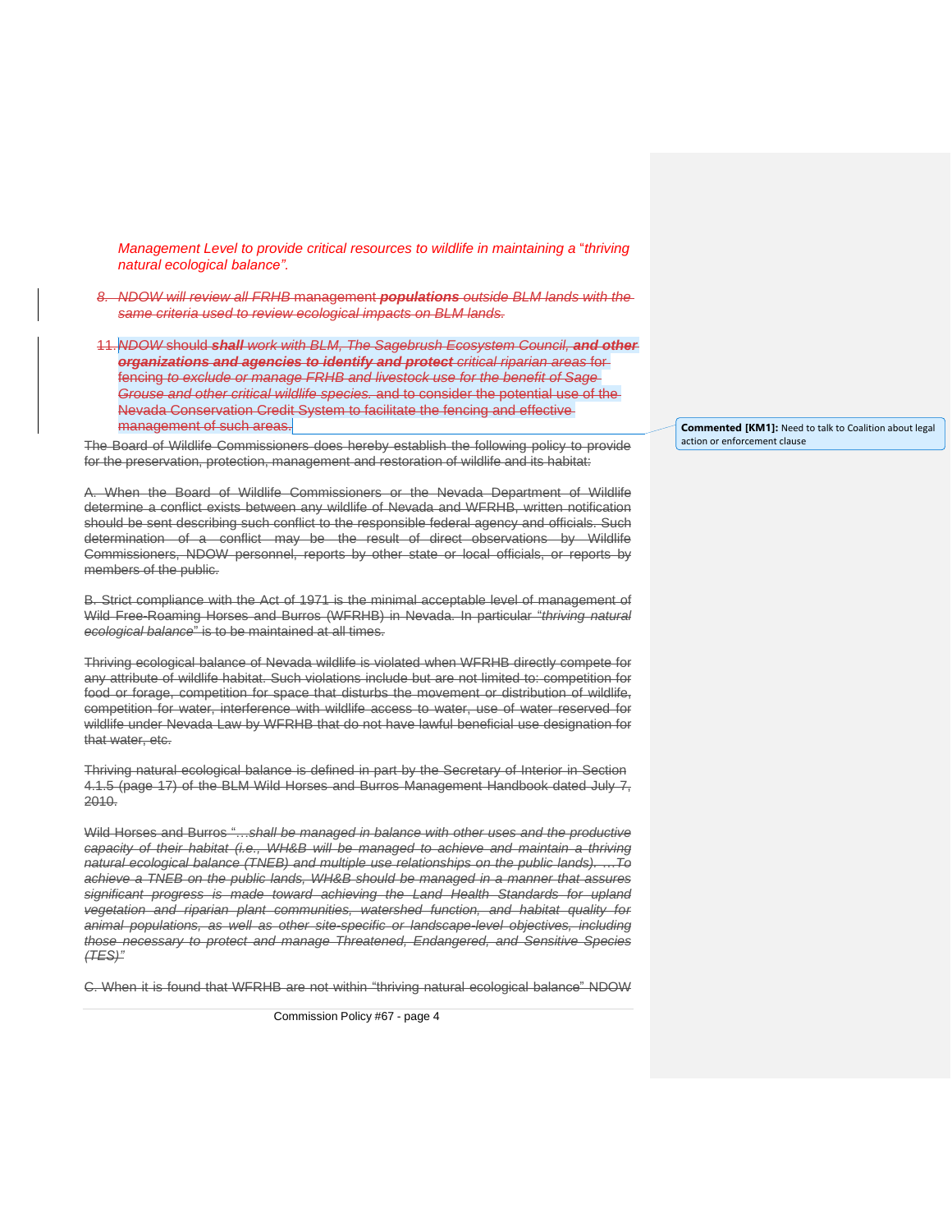*Management Level to provide critical resources to wildlife in maintaining a "thriving natural ecological balance".*

8. ~~*NDOW will review all FRHB*~~ management ~~***populations*** *outside BLM lands with the same criteria used to review ecological impacts on BLM lands.*~~

11. ~~*NDOW*~~ should ~~***shall*** *work with BLM, The Sagebrush Ecosystem Council,* ***and other organizations and agencies to identify and protect*** *critical riparian areas*~~ for ~~fencing *to exclude or manage FRHB and livestock use for the benefit of Sage Grouse and other critical wildlife species.*~~ and to consider the potential use of the Nevada Conservation Credit System to facilitate the fencing and effective management of such areas.

**Commented [KM1]:** Need to talk to Coalition about legal action or enforcement clause

~~The Board of Wildlife Commissioners does hereby establish the following policy to provide for the preservation, protection, management and restoration of wildlife and its habitat:~~

~~A. When the Board of Wildlife Commissioners or the Nevada Department of Wildlife determine a conflict exists between any wildlife of Nevada and WFRHB, written notification should be sent describing such conflict to the responsible federal agency and officials. Such determination of a conflict may be the result of direct observations by Wildlife Commissioners, NDOW personnel, reports by other state or local officials, or reports by members of the public.~~

~~B. Strict compliance with the Act of 1971 is the minimal acceptable level of management of Wild Free-Roaming Horses and Burros (WFRHB) in Nevada. In particular "*thriving natural ecological balance*" is to be maintained at all times.~~

~~Thriving ecological balance of Nevada wildlife is violated when WFRHB directly compete for any attribute of wildlife habitat. Such violations include but are not limited to: competition for food or forage, competition for space that disturbs the movement or distribution of wildlife, competition for water, interference with wildlife access to water, use of water reserved for wildlife under Nevada Law by WFRHB that do not have lawful beneficial use designation for that water, etc.~~

~~Thriving natural ecological balance is defined in part by the Secretary of Interior in Section 4.1.5 (page 17) of the BLM Wild Horses and Burros Management Handbook dated July 7, 2010.~~

~~Wild Horses and Burros "*…shall be managed in balance with other uses and the productive capacity of their habitat (i.e., WH&B will be managed to achieve and maintain a thriving natural ecological balance (TNEB) and multiple use relationships on the public lands). …To achieve a TNEB on the public lands, WH&B should be managed in a manner that assures significant progress is made toward achieving the Land Health Standards for upland vegetation and riparian plant communities, watershed function, and habitat quality for animal populations, as well as other site-specific or landscape-level objectives, including those necessary to protect and manage Threatened, Endangered, and Sensitive Species (TES)*"~~

~~C. When it is found that WFRHB are not within "thriving natural ecological balance" NDOW~~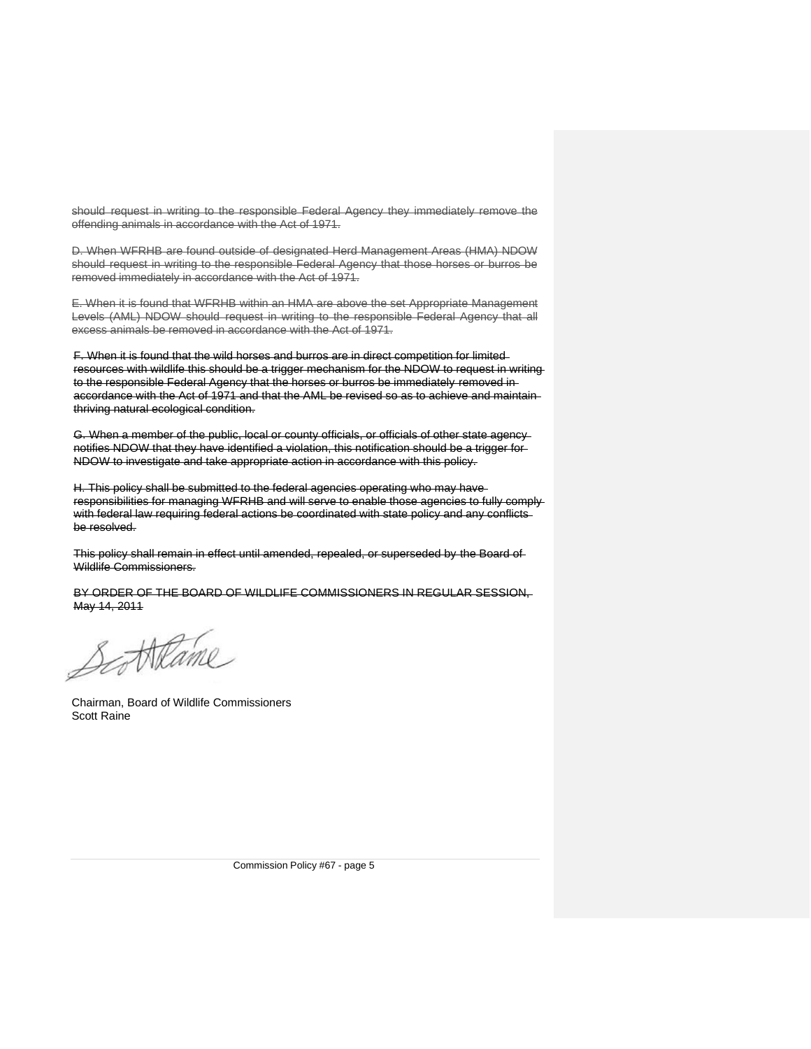~~should request in writing to the responsible Federal Agency they immediately remove the offending animals in accordance with the Act of 1971.~~

~~D. When WFRHB are found outside of designated Herd Management Areas (HMA) NDOW should request in writing to the responsible Federal Agency that those horses or burros be removed immediately in accordance with the Act of 1971.~~

~~E. When it is found that WFRHB within an HMA are above the set Appropriate Management Levels (AML) NDOW should request in writing to the responsible Federal Agency that all excess animals be removed in accordance with the Act of 1971.~~

~~F. When it is found that the wild horses and burros are in direct competition for limited resources with wildlife this should be a trigger mechanism for the NDOW to request in writing to the responsible Federal Agency that the horses or burros be immediately removed in accordance with the Act of 1971 and that the AML be revised so as to achieve and maintain thriving natural ecological condition.~~

~~G. When a member of the public, local or county officials, or officials of other state agency notifies NDOW that they have identified a violation, this notification should be a trigger for NDOW to investigate and take appropriate action in accordance with this policy.~~

~~H. This policy shall be submitted to the federal agencies operating who may have responsibilities for managing WFRHB and will serve to enable those agencies to fully comply with federal law requiring federal actions be coordinated with state policy and any conflicts be resolved.~~

~~This policy shall remain in effect until amended, repealed, or superseded by the Board of Wildlife Commissioners.~~

~~BY ORDER OF THE BOARD OF WILDLIFE COMMISSIONERS IN REGULAR SESSION, May 14, 2011~~

Chairman, Board of Wildlife Commissioners
Scott Raine